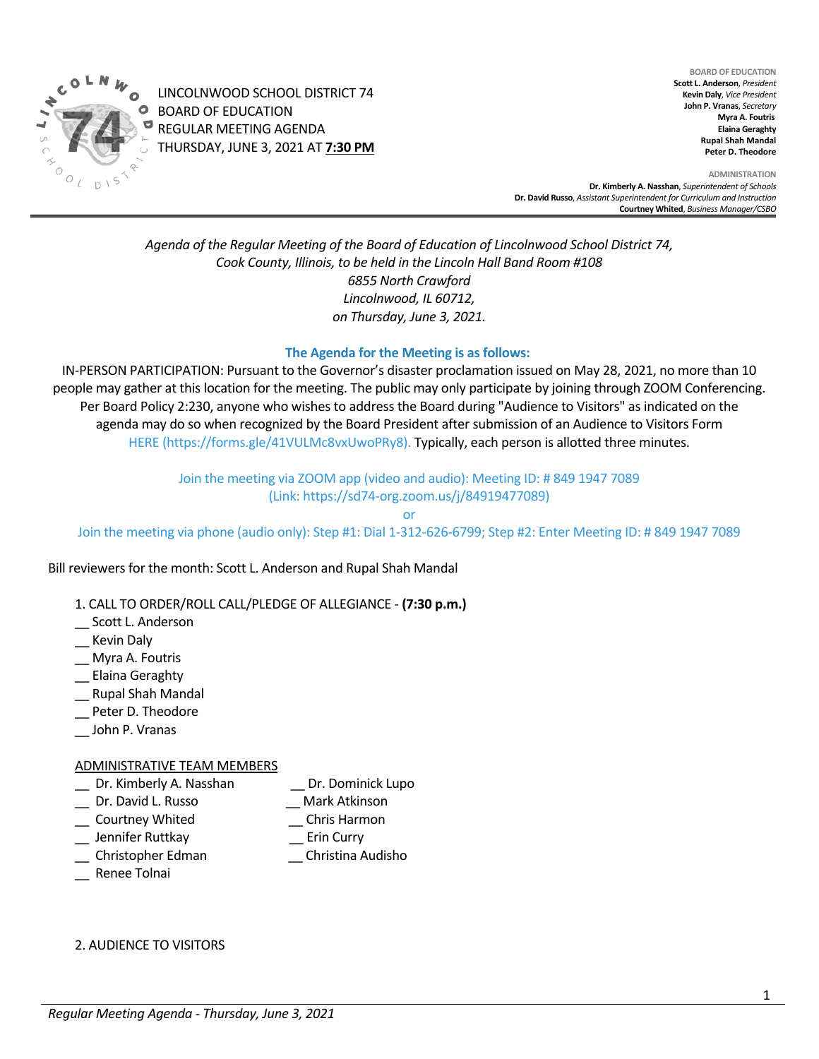LINCOLNWOOD SCHOOL DISTRICT 74
BOARD OF EDUCATION
REGULAR MEETING AGENDA
THURSDAY, JUNE 3, 2021 AT **7:30 PM**

**BOARD OF EDUCATION**
**Scott L. Anderson**, *President*
**Kevin Daly**, *Vice President*
**John P. Vranas**, *Secretary*
**Myra A. Foutris**
**Elaina Geraghty**
**Rupal Shah Mandal**
**Peter D. Theodore**

**ADMINISTRATION**
**Dr. Kimberly A. Nasshan**, *Superintendent of Schools*
**Dr. David Russo**, *Assistant Superintendent for Curriculum and Instruction*
**Courtney Whited**, *Business Manager/CSBO*

*Agenda of the Regular Meeting of the Board of Education of Lincolnwood School District 74, Cook County, Illinois, to be held in the Lincoln Hall Band Room #108*
*6855 North Crawford*
*Lincolnwood, IL 60712,*
*on Thursday, June 3, 2021.*

**The Agenda for the Meeting is as follows:**

IN-PERSON PARTICIPATION: Pursuant to the Governor's disaster proclamation issued on May 28, 2021, no more than 10 people may gather at this location for the meeting. The public may only participate by joining through ZOOM Conferencing. Per Board Policy 2:230, anyone who wishes to address the Board during "Audience to Visitors" as indicated on the agenda may do so when recognized by the Board President after submission of an Audience to Visitors Form HERE (https://forms.gle/41VULMc8vxUwoPRy8). Typically, each person is allotted three minutes.

Join the meeting via ZOOM app (video and audio): Meeting ID: # 849 1947 7089
(Link: https://sd74-org.zoom.us/j/84919477089)

or

Join the meeting via phone (audio only): Step #1: Dial 1-312-626-6799; Step #2: Enter Meeting ID: # 849 1947 7089

Bill reviewers for the month: Scott L. Anderson and Rupal Shah Mandal

1. CALL TO ORDER/ROLL CALL/PLEDGE OF ALLEGIANCE - **(7:30 p.m.)**

__ Scott L. Anderson
__ Kevin Daly
__ Myra A. Foutris
__ Elaina Geraghty
__ Rupal Shah Mandal
__ Peter D. Theodore
__ John P. Vranas

ADMINISTRATIVE TEAM MEMBERS

__ Dr. Kimberly A. Nasshan
__ Dr. David L. Russo
__ Courtney Whited
__ Jennifer Ruttkay
__ Christopher Edman
__ Renee Tolnai
__ Dr. Dominick Lupo
__ Mark Atkinson
__ Chris Harmon
__ Erin Curry
__ Christina Audisho

2. AUDIENCE TO VISITORS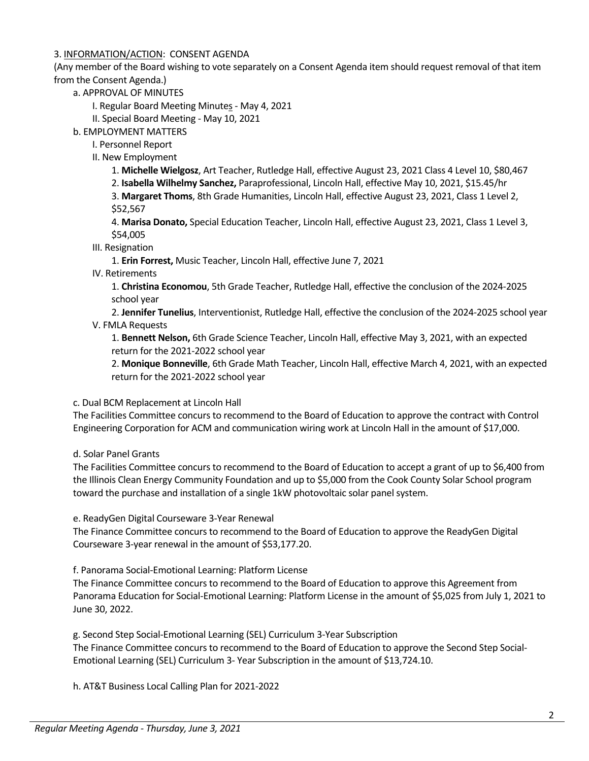3. INFORMATION/ACTION: CONSENT AGENDA

(Any member of the Board wishing to vote separately on a Consent Agenda item should request removal of that item from the Consent Agenda.)

- a. APPROVAL OF MINUTES
  - I. Regular Board Meeting Minutes - May 4, 2021
  - II. Special Board Meeting - May 10, 2021
- b. EMPLOYMENT MATTERS
  - I. Personnel Report
  - II. New Employment
    1. **Michelle Wielgosz**, Art Teacher, Rutledge Hall, effective August 23, 2021 Class 4 Level 10, $80,467
    2. **Isabella Wilhelmy Sanchez,** Paraprofessional, Lincoln Hall, effective May 10, 2021, $15.45/hr
    3. **Margaret Thoms**, 8th Grade Humanities, Lincoln Hall, effective August 23, 2021, Class 1 Level 2, $52,567
    4. **Marisa Donato,** Special Education Teacher, Lincoln Hall, effective August 23, 2021, Class 1 Level 3, $54,005
  - III. Resignation
    1. **Erin Forrest,** Music Teacher, Lincoln Hall, effective June 7, 2021
  - IV. Retirements
    1. **Christina Economou**, 5th Grade Teacher, Rutledge Hall, effective the conclusion of the 2024-2025 school year
    2. **Jennifer Tunelius**, Interventionist, Rutledge Hall, effective the conclusion of the 2024-2025 school year
  - V. FMLA Requests
    1. **Bennett Nelson,** 6th Grade Science Teacher, Lincoln Hall, effective May 3, 2021, with an expected return for the 2021-2022 school year
    2. **Monique Bonneville**, 6th Grade Math Teacher, Lincoln Hall, effective March 4, 2021, with an expected return for the 2021-2022 school year

c. Dual BCM Replacement at Lincoln Hall

The Facilities Committee concurs to recommend to the Board of Education to approve the contract with Control Engineering Corporation for ACM and communication wiring work at Lincoln Hall in the amount of $17,000.

d. Solar Panel Grants

The Facilities Committee concurs to recommend to the Board of Education to accept a grant of up to $6,400 from the Illinois Clean Energy Community Foundation and up to $5,000 from the Cook County Solar School program toward the purchase and installation of a single 1kW photovoltaic solar panel system.

e. ReadyGen Digital Courseware 3-Year Renewal

The Finance Committee concurs to recommend to the Board of Education to approve the ReadyGen Digital Courseware 3-year renewal in the amount of $53,177.20.

f. Panorama Social-Emotional Learning: Platform License

The Finance Committee concurs to recommend to the Board of Education to approve this Agreement from Panorama Education for Social-Emotional Learning: Platform License in the amount of $5,025 from July 1, 2021 to June 30, 2022.

g. Second Step Social-Emotional Learning (SEL) Curriculum 3-Year Subscription

The Finance Committee concurs to recommend to the Board of Education to approve the Second Step Social-Emotional Learning (SEL) Curriculum 3- Year Subscription in the amount of $13,724.10.

h. AT&T Business Local Calling Plan for 2021-2022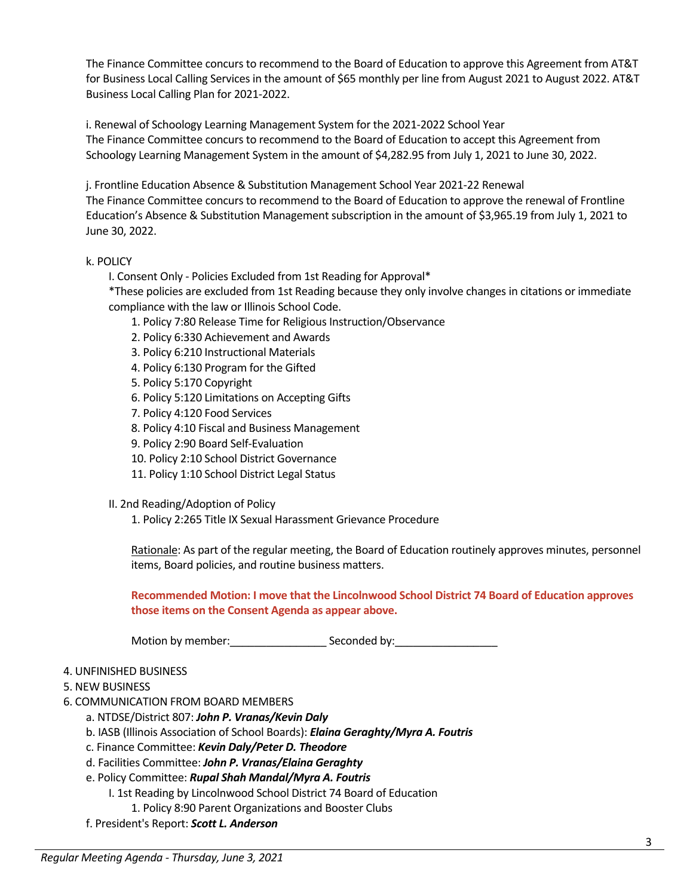The Finance Committee concurs to recommend to the Board of Education to approve this Agreement from AT&T for Business Local Calling Services in the amount of $65 monthly per line from August 2021 to August 2022. AT&T Business Local Calling Plan for 2021-2022.

i. Renewal of Schoology Learning Management System for the 2021-2022 School Year
The Finance Committee concurs to recommend to the Board of Education to accept this Agreement from Schoology Learning Management System in the amount of $4,282.95 from July 1, 2021 to June 30, 2022.

j. Frontline Education Absence & Substitution Management School Year 2021-22 Renewal
The Finance Committee concurs to recommend to the Board of Education to approve the renewal of Frontline Education's Absence & Substitution Management subscription in the amount of $3,965.19 from July 1, 2021 to June 30, 2022.

k. POLICY

I. Consent Only - Policies Excluded from 1st Reading for Approval*
*These policies are excluded from 1st Reading because they only involve changes in citations or immediate compliance with the law or Illinois School Code.

1. Policy 7:80 Release Time for Religious Instruction/Observance
2. Policy 6:330 Achievement and Awards
3. Policy 6:210 Instructional Materials
4. Policy 6:130 Program for the Gifted
5. Policy 5:170 Copyright
6. Policy 5:120 Limitations on Accepting Gifts
7. Policy 4:120 Food Services
8. Policy 4:10 Fiscal and Business Management
9. Policy 2:90 Board Self-Evaluation
10. Policy 2:10 School District Governance
11. Policy 1:10 School District Legal Status

II. 2nd Reading/Adoption of Policy

1. Policy 2:265 Title IX Sexual Harassment Grievance Procedure

Rationale: As part of the regular meeting, the Board of Education routinely approves minutes, personnel items, Board policies, and routine business matters.

**Recommended Motion: I move that the Lincolnwood School District 74 Board of Education approves those items on the Consent Agenda as appear above.**

Motion by member:________________ Seconded by:_________________

4. UNFINISHED BUSINESS
5. NEW BUSINESS
6. COMMUNICATION FROM BOARD MEMBERS
   a. NTDSE/District 807: ***John P. Vranas/Kevin Daly***
   b. IASB (Illinois Association of School Boards): ***Elaina Geraghty/Myra A. Foutris***
   c. Finance Committee: ***Kevin Daly/Peter D. Theodore***
   d. Facilities Committee: ***John P. Vranas/Elaina Geraghty***
   e. Policy Committee: ***Rupal Shah Mandal/Myra A. Foutris***
      I. 1st Reading by Lincolnwood School District 74 Board of Education
         1. Policy 8:90 Parent Organizations and Booster Clubs
   f. President's Report: ***Scott L. Anderson***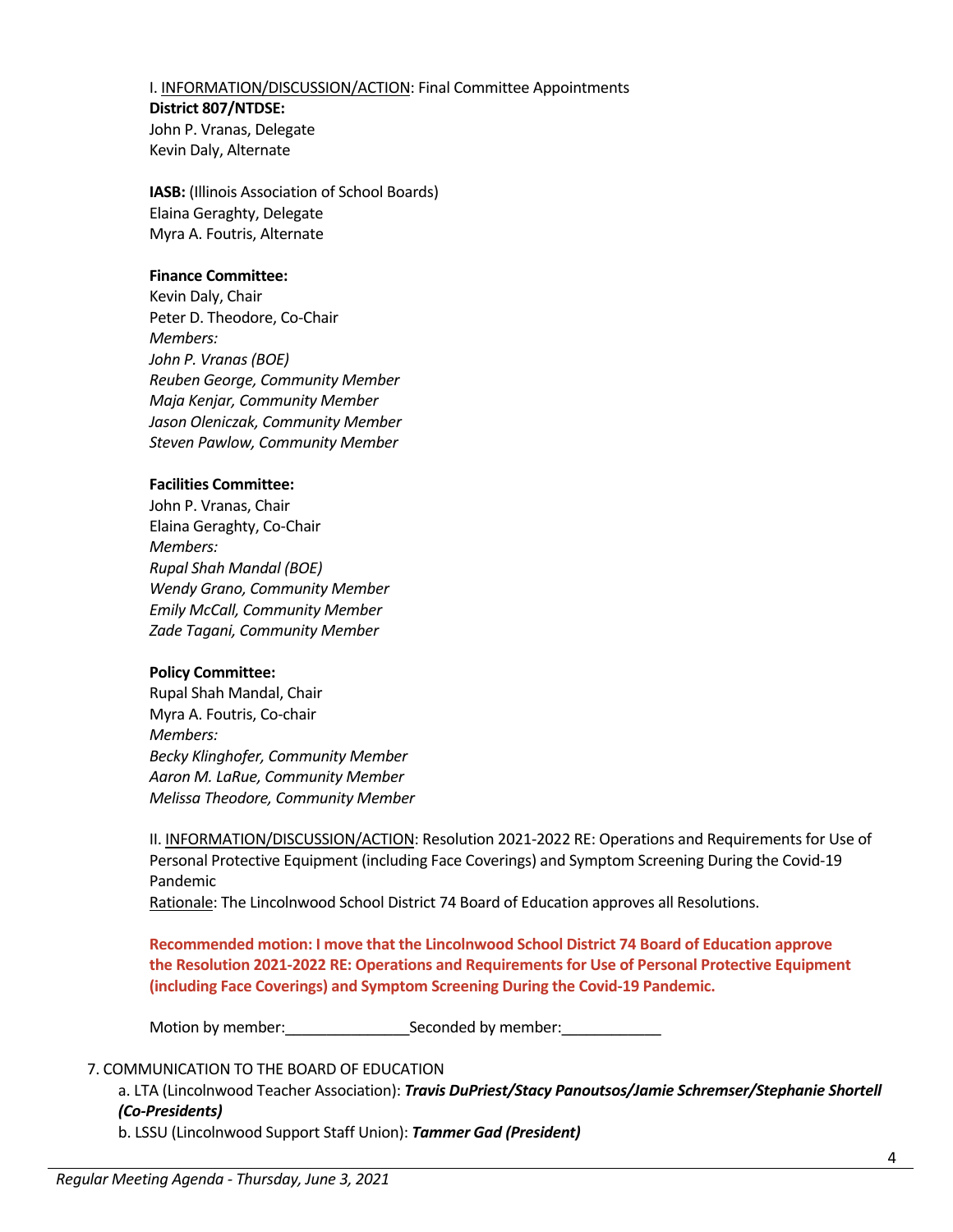I. <u>INFORMATION/DISCUSSION/ACTION</u>: Final Committee Appointments

**District 807/NTDSE:**
John P. Vranas, Delegate
Kevin Daly, Alternate

**IASB:** (Illinois Association of School Boards)
Elaina Geraghty, Delegate
Myra A. Foutris, Alternate

**Finance Committee:**
Kevin Daly, Chair
Peter D. Theodore, Co-Chair
*Members:*
*John P. Vranas (BOE)*
*Reuben George, Community Member*
*Maja Kenjar, Community Member*
*Jason Oleniczak, Community Member*
*Steven Pawlow, Community Member*

**Facilities Committee:**
John P. Vranas, Chair
Elaina Geraghty, Co-Chair
*Members:*
*Rupal Shah Mandal (BOE)*
*Wendy Grano, Community Member*
*Emily McCall, Community Member*
*Zade Tagani, Community Member*

**Policy Committee:**
Rupal Shah Mandal, Chair
Myra A. Foutris, Co-chair
*Members:*
*Becky Klinghofer, Community Member*
*Aaron M. LaRue, Community Member*
*Melissa Theodore, Community Member*

II. <u>INFORMATION/DISCUSSION/ACTION</u>: Resolution 2021-2022 RE: Operations and Requirements for Use of Personal Protective Equipment (including Face Coverings) and Symptom Screening During the Covid-19 Pandemic
<u>Rationale</u>: The Lincolnwood School District 74 Board of Education approves all Resolutions.

**Recommended motion: I move that the Lincolnwood School District 74 Board of Education approve the Resolution 2021-2022 RE: Operations and Requirements for Use of Personal Protective Equipment (including Face Coverings) and Symptom Screening During the Covid-19 Pandemic.**

Motion by member:_______________Seconded by member:____________

7. COMMUNICATION TO THE BOARD OF EDUCATION

a. LTA (Lincolnwood Teacher Association): ***Travis DuPriest/Stacy Panoutsos/Jamie Schremser/Stephanie Shortell (Co-Presidents)***

b. LSSU (Lincolnwood Support Staff Union): ***Tammer Gad (President)***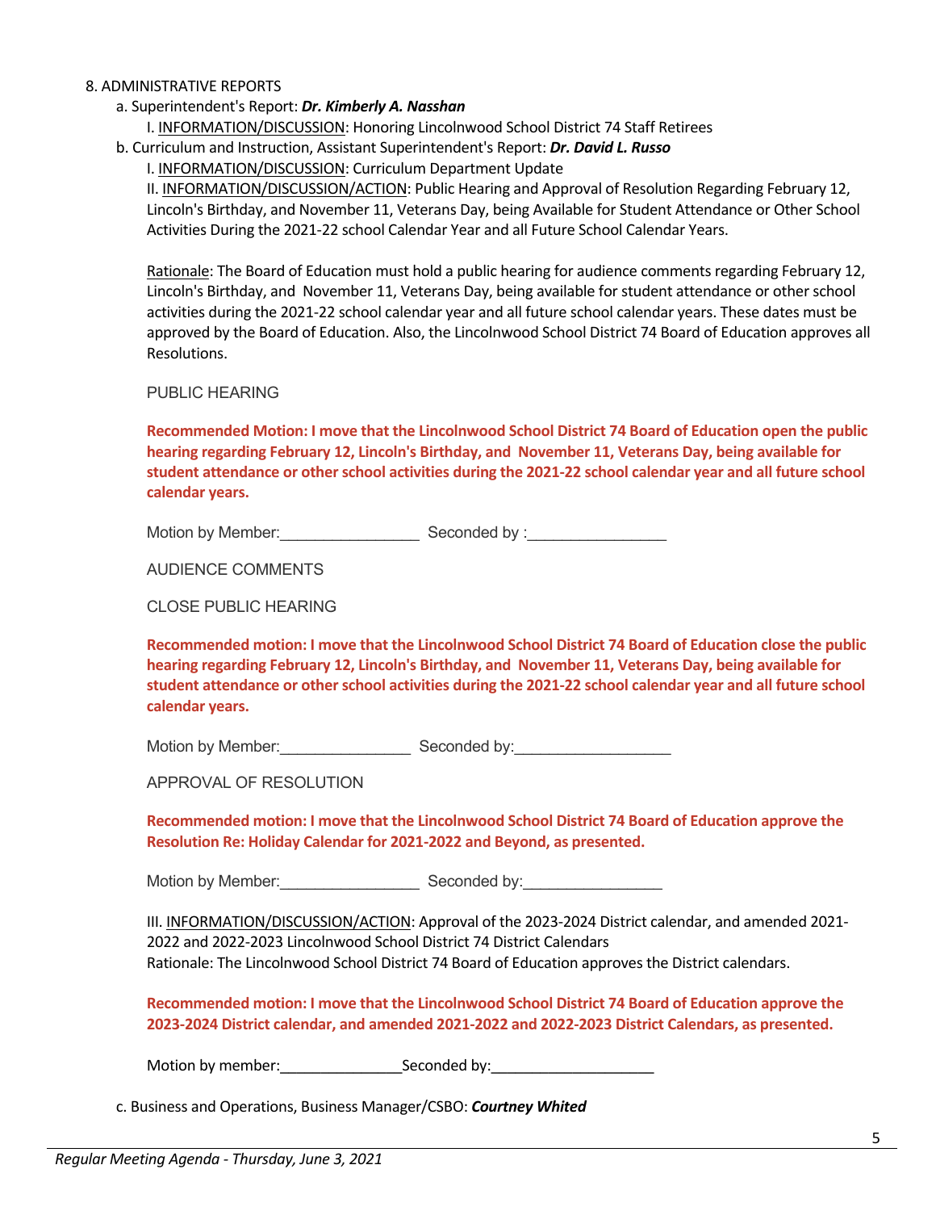8. ADMINISTRATIVE REPORTS

a. Superintendent's Report: ***Dr. Kimberly A. Nasshan***

I. INFORMATION/DISCUSSION: Honoring Lincolnwood School District 74 Staff Retirees

b. Curriculum and Instruction, Assistant Superintendent's Report: ***Dr. David L. Russo***

I. INFORMATION/DISCUSSION: Curriculum Department Update

II. INFORMATION/DISCUSSION/ACTION: Public Hearing and Approval of Resolution Regarding February 12, Lincoln's Birthday, and November 11, Veterans Day, being Available for Student Attendance or Other School Activities During the 2021-22 school Calendar Year and all Future School Calendar Years.

Rationale: The Board of Education must hold a public hearing for audience comments regarding February 12, Lincoln's Birthday, and November 11, Veterans Day, being available for student attendance or other school activities during the 2021-22 school calendar year and all future school calendar years. These dates must be approved by the Board of Education. Also, the Lincolnwood School District 74 Board of Education approves all Resolutions.

PUBLIC HEARING

**Recommended Motion: I move that the Lincolnwood School District 74 Board of Education open the public hearing regarding February 12, Lincoln's Birthday, and November 11, Veterans Day, being available for student attendance or other school activities during the 2021-22 school calendar year and all future school calendar years.**

Motion by Member:________________ Seconded by :________________

AUDIENCE COMMENTS

CLOSE PUBLIC HEARING

**Recommended motion: I move that the Lincolnwood School District 74 Board of Education close the public hearing regarding February 12, Lincoln's Birthday, and November 11, Veterans Day, being available for student attendance or other school activities during the 2021-22 school calendar year and all future school calendar years.**

Motion by Member:_______________ Seconded by:__________________

APPROVAL OF RESOLUTION

**Recommended motion: I move that the Lincolnwood School District 74 Board of Education approve the Resolution Re: Holiday Calendar for 2021-2022 and Beyond, as presented.**

Motion by Member:________________ Seconded by:________________

III. INFORMATION/DISCUSSION/ACTION: Approval of the 2023-2024 District calendar, and amended 2021-2022 and 2022-2023 Lincolnwood School District 74 District Calendars

Rationale: The Lincolnwood School District 74 Board of Education approves the District calendars.

**Recommended motion: I move that the Lincolnwood School District 74 Board of Education approve the 2023-2024 District calendar, and amended 2021-2022 and 2022-2023 District Calendars, as presented.**

Motion by member:______________Seconded by:___________________

c. Business and Operations, Business Manager/CSBO: ***Courtney Whited***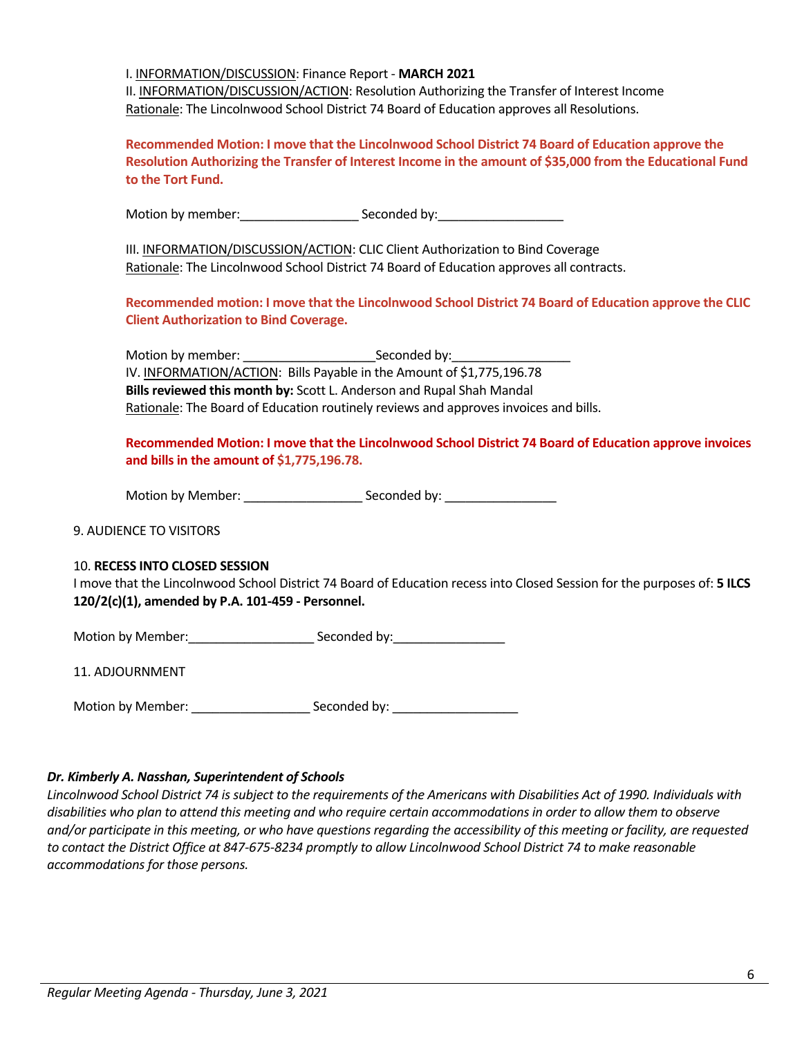I. INFORMATION/DISCUSSION: Finance Report - **MARCH 2021**

II. INFORMATION/DISCUSSION/ACTION: Resolution Authorizing the Transfer of Interest Income

Rationale: The Lincolnwood School District 74 Board of Education approves all Resolutions.

**Recommended Motion: I move that the Lincolnwood School District 74 Board of Education approve the Resolution Authorizing the Transfer of Interest Income in the amount of $35,000 from the Educational Fund to the Tort Fund.**

Motion by member:_________________ Seconded by:__________________

III. INFORMATION/DISCUSSION/ACTION: CLIC Client Authorization to Bind Coverage

Rationale: The Lincolnwood School District 74 Board of Education approves all contracts.

**Recommended motion: I move that the Lincolnwood School District 74 Board of Education approve the CLIC Client Authorization to Bind Coverage.**

Motion by member: ___________________Seconded by:_________________

IV. INFORMATION/ACTION: Bills Payable in the Amount of $1,775,196.78

**Bills reviewed this month by:** Scott L. Anderson and Rupal Shah Mandal

Rationale: The Board of Education routinely reviews and approves invoices and bills.

**Recommended Motion: I move that the Lincolnwood School District 74 Board of Education approve invoices and bills in the amount of $1,775,196.78.**

Motion by Member: _________________ Seconded by: ________________

9. AUDIENCE TO VISITORS

10. **RECESS INTO CLOSED SESSION**

I move that the Lincolnwood School District 74 Board of Education recess into Closed Session for the purposes of: **5 ILCS 120/2(c)(1), amended by P.A. 101-459 - Personnel.**

Motion by Member:__________________ Seconded by:________________

11. ADJOURNMENT

Motion by Member: _________________ Seconded by: __________________

***Dr. Kimberly A. Nasshan, Superintendent of Schools***

*Lincolnwood School District 74 is subject to the requirements of the Americans with Disabilities Act of 1990. Individuals with disabilities who plan to attend this meeting and who require certain accommodations in order to allow them to observe and/or participate in this meeting, or who have questions regarding the accessibility of this meeting or facility, are requested to contact the District Office at 847-675-8234 promptly to allow Lincolnwood School District 74 to make reasonable accommodations for those persons.*